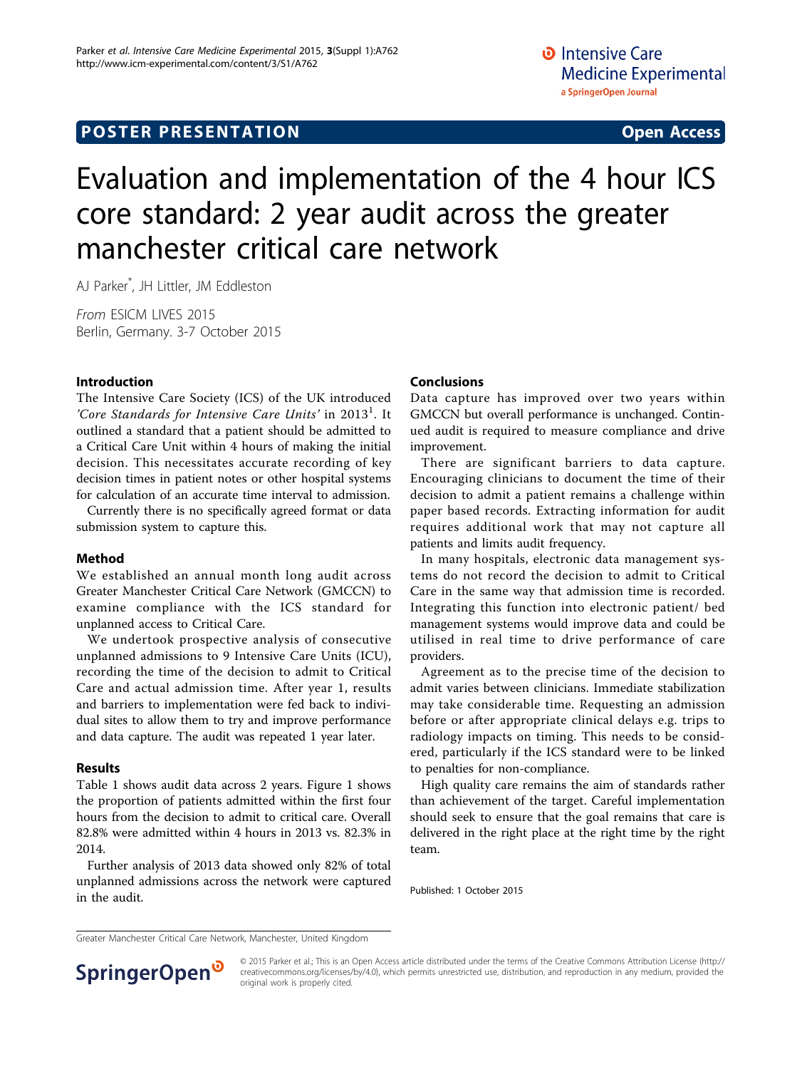POSTER PRESENTATION Open Access

# Evaluation and implementation of the 4 hour ICS core standard: 2 year audit across the greater manchester critical care network

AJ Parker*, JH Littler, JM Eddleston

*From* ESICM LIVES 2015
Berlin, Germany. 3-7 October 2015

## Introduction

The Intensive Care Society (ICS) of the UK introduced *'Core Standards for Intensive Care Units'* in 2013[1]. It outlined a standard that a patient should be admitted to a Critical Care Unit within 4 hours of making the initial decision. This necessitates accurate recording of key decision times in patient notes or other hospital systems for calculation of an accurate time interval to admission.

Currently there is no specifically agreed format or data submission system to capture this.

## Method

We established an annual month long audit across Greater Manchester Critical Care Network (GMCCN) to examine compliance with the ICS standard for unplanned access to Critical Care.

We undertook prospective analysis of consecutive unplanned admissions to 9 Intensive Care Units (ICU), recording the time of the decision to admit to Critical Care and actual admission time. After year 1, results and barriers to implementation were fed back to individual sites to allow them to try and improve performance and data capture. The audit was repeated 1 year later.

## Results

Table 1 shows audit data across 2 years. Figure 1 shows the proportion of patients admitted within the first four hours from the decision to admit to critical care. Overall 82.8% were admitted within 4 hours in 2013 vs. 82.3% in 2014.

Further analysis of 2013 data showed only 82% of total unplanned admissions across the network were captured in the audit.

## Conclusions

Data capture has improved over two years within GMCCN but overall performance is unchanged. Continued audit is required to measure compliance and drive improvement.

There are significant barriers to data capture. Encouraging clinicians to document the time of their decision to admit a patient remains a challenge within paper based records. Extracting information for audit requires additional work that may not capture all patients and limits audit frequency.

In many hospitals, electronic data management systems do not record the decision to admit to Critical Care in the same way that admission time is recorded. Integrating this function into electronic patient/ bed management systems would improve data and could be utilised in real time to drive performance of care providers.

Agreement as to the precise time of the decision to admit varies between clinicians. Immediate stabilization may take considerable time. Requesting an admission before or after appropriate clinical delays e.g. trips to radiology impacts on timing. This needs to be considered, particularly if the ICS standard were to be linked to penalties for non-compliance.

High quality care remains the aim of standards rather than achievement of the target. Careful implementation should seek to ensure that the goal remains that care is delivered in the right place at the right time by the right team.

Published: 1 October 2015

Greater Manchester Critical Care Network, Manchester, United Kingdom

© 2015 Parker et al.; This is an Open Access article distributed under the terms of the Creative Commons Attribution License (http://creativecommons.org/licenses/by/4.0), which permits unrestricted use, distribution, and reproduction in any medium, provided the original work is properly cited.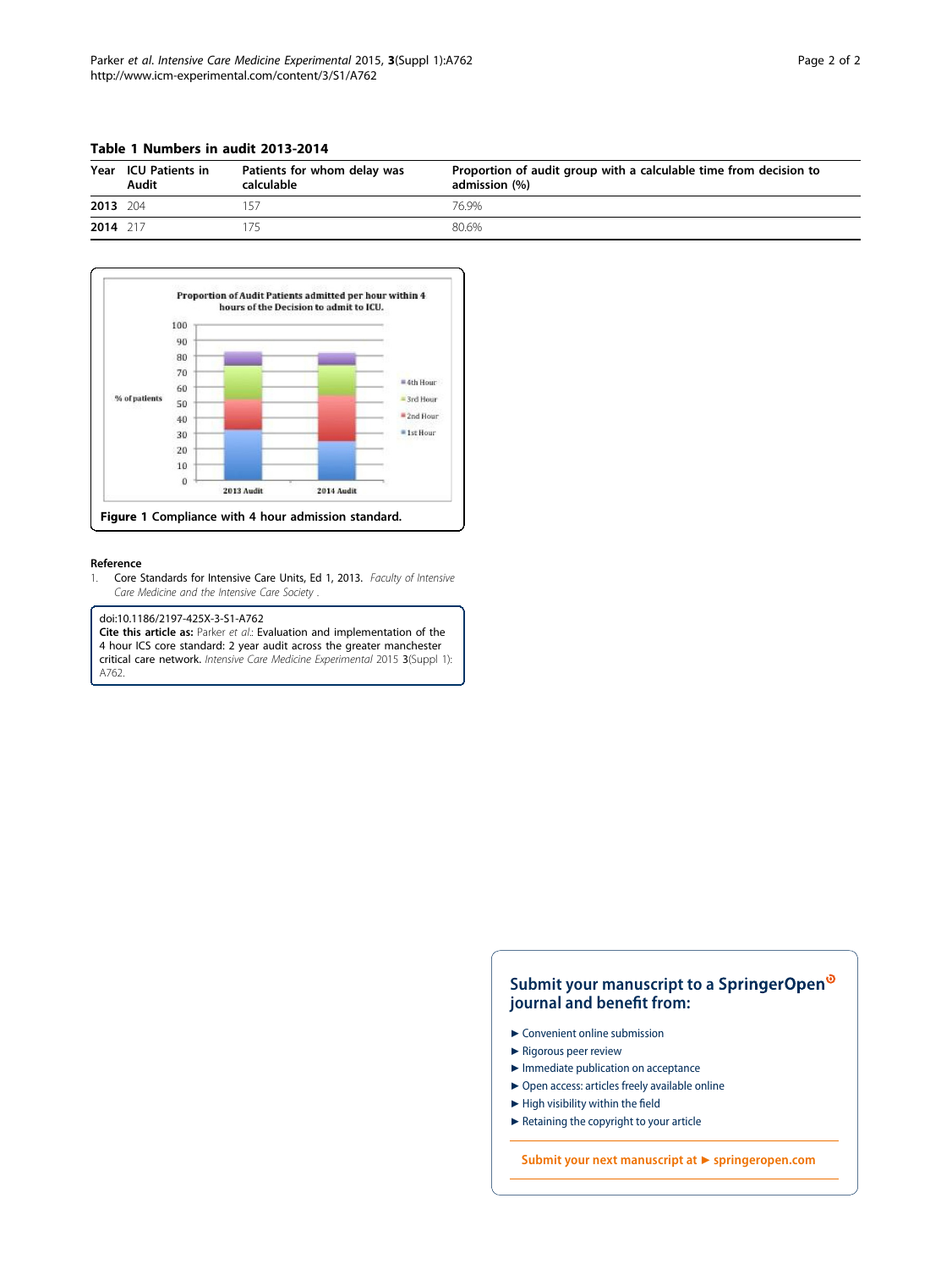**Table 1 Numbers in audit 2013-2014**

| Year | ICU Patients in Audit | Patients for whom delay was calculable | Proportion of audit group with a calculable time from decision to admission (%) |
|---|---|---|---|
| **2013** | 204 | 157 | 76.9% |
| **2014** | 217 | 175 | 80.6% |

Proportion of Audit Patients admitted per hour within 4 hours of the Decision to admit to ICU.

% of patients

100
90
80
70
60
50
40
30
20
10
0

2013 Audit
2014 Audit

4th Hour
3rd Hour
2nd Hour
1st Hour

**Figure 1** Compliance with 4 hour admission standard.

### Reference

1. Core Standards for Intensive Care Units, Ed 1, 2013. *Faculty of Intensive Care Medicine and the Intensive Care Society* .

doi:10.1186/2197-425X-3-S1-A762
**Cite this article as:** Parker *et al.*: Evaluation and implementation of the 4 hour ICS core standard: 2 year audit across the greater manchester critical care network. *Intensive Care Medicine Experimental* 2015 **3**(Suppl 1): A762.

**Submit your manuscript to a SpringerOpen journal and benefit from:**

► Convenient online submission
► Rigorous peer review
► Immediate publication on acceptance
► Open access: articles freely available online
► High visibility within the field
► Retaining the copyright to your article

**Submit your next manuscript at ► springeropen.com**